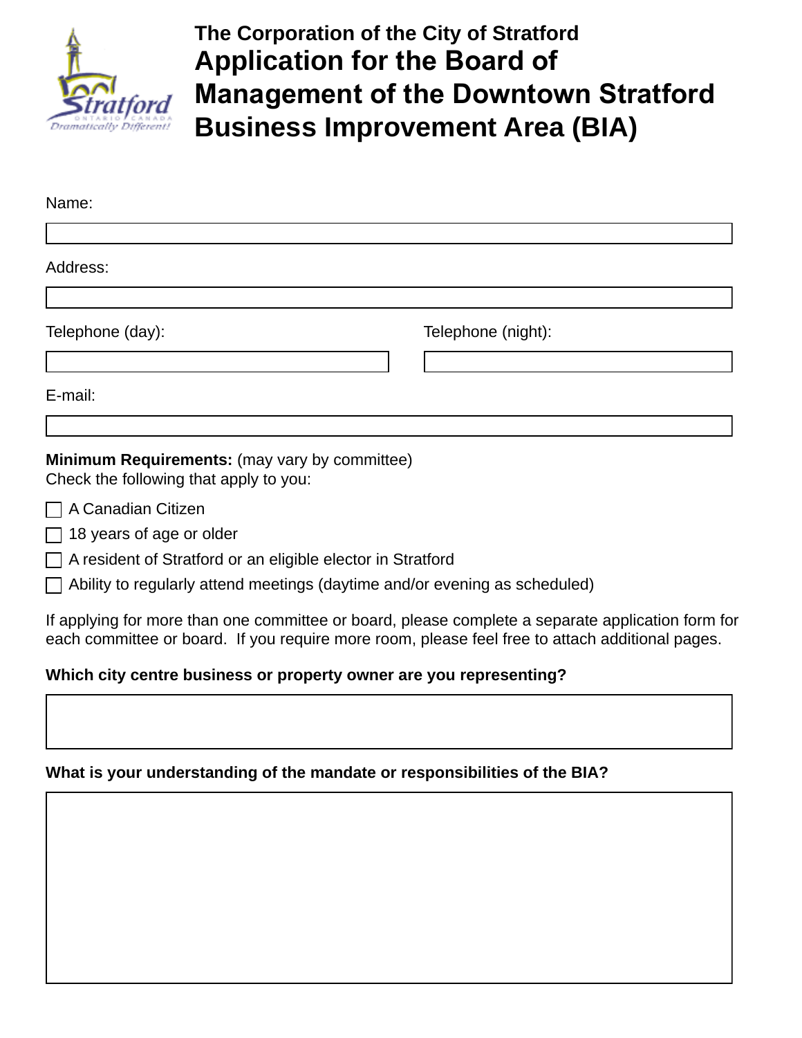# The Corporation of the City of Stratford

# Application for the Board of Management of the Downtown Stratford Business Improvement Area (BIA)

Name:

Address:

Telephone (day):

Telephone (night):

E-mail:

**Minimum Requirements:** (may vary by committee)
Check the following that apply to you:

- ☐ A Canadian Citizen
- ☐ 18 years of age or older
- ☐ A resident of Stratford or an eligible elector in Stratford
- ☐ Ability to regularly attend meetings (daytime and/or evening as scheduled)

If applying for more than one committee or board, please complete a separate application form for each committee or board. If you require more room, please feel free to attach additional pages.

**Which city centre business or property owner are you representing?**

**What is your understanding of the mandate or responsibilities of the BIA?**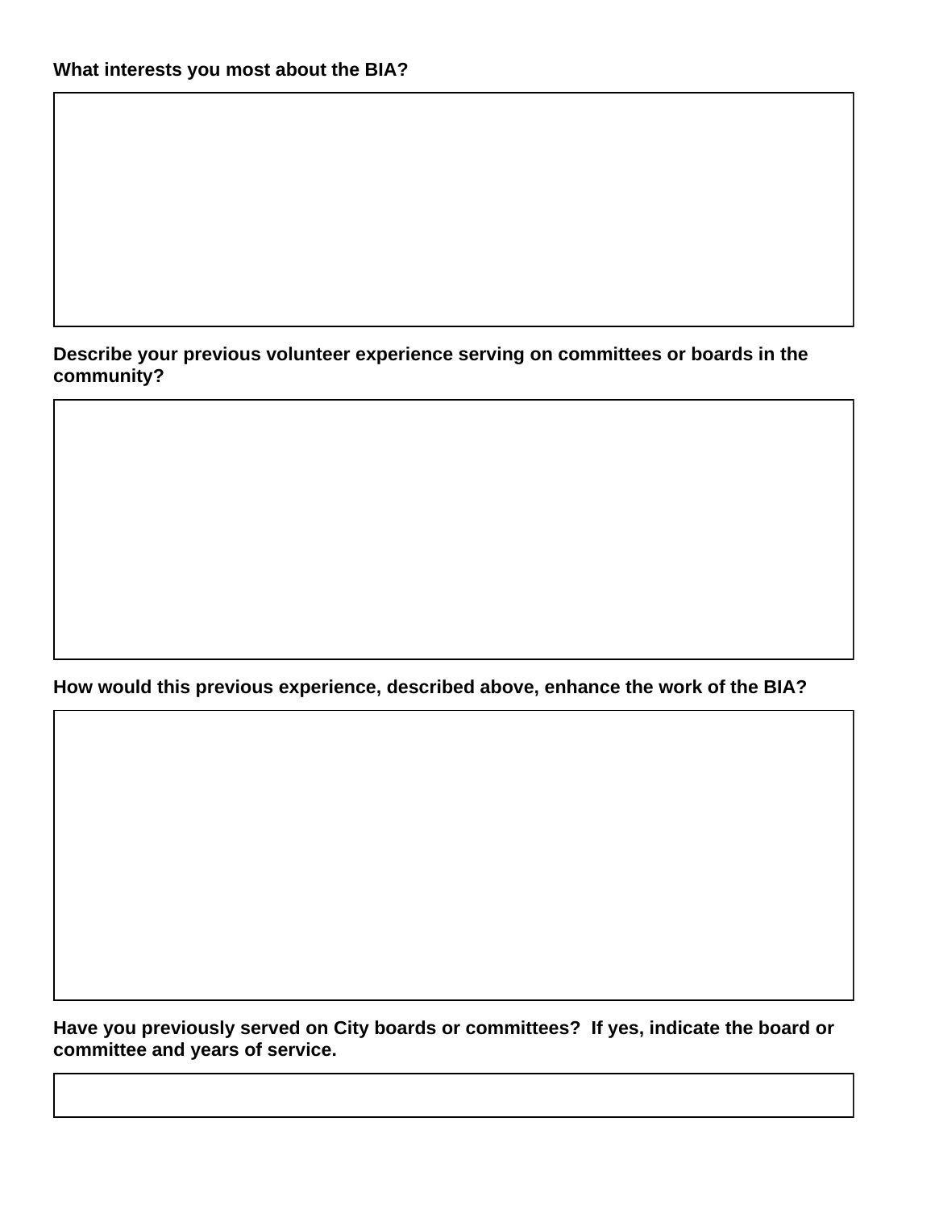**What interests you most about the BIA?**

**Describe your previous volunteer experience serving on committees or boards in the community?**

**How would this previous experience, described above, enhance the work of the BIA?**

**Have you previously served on City boards or committees? If yes, indicate the board or committee and years of service.**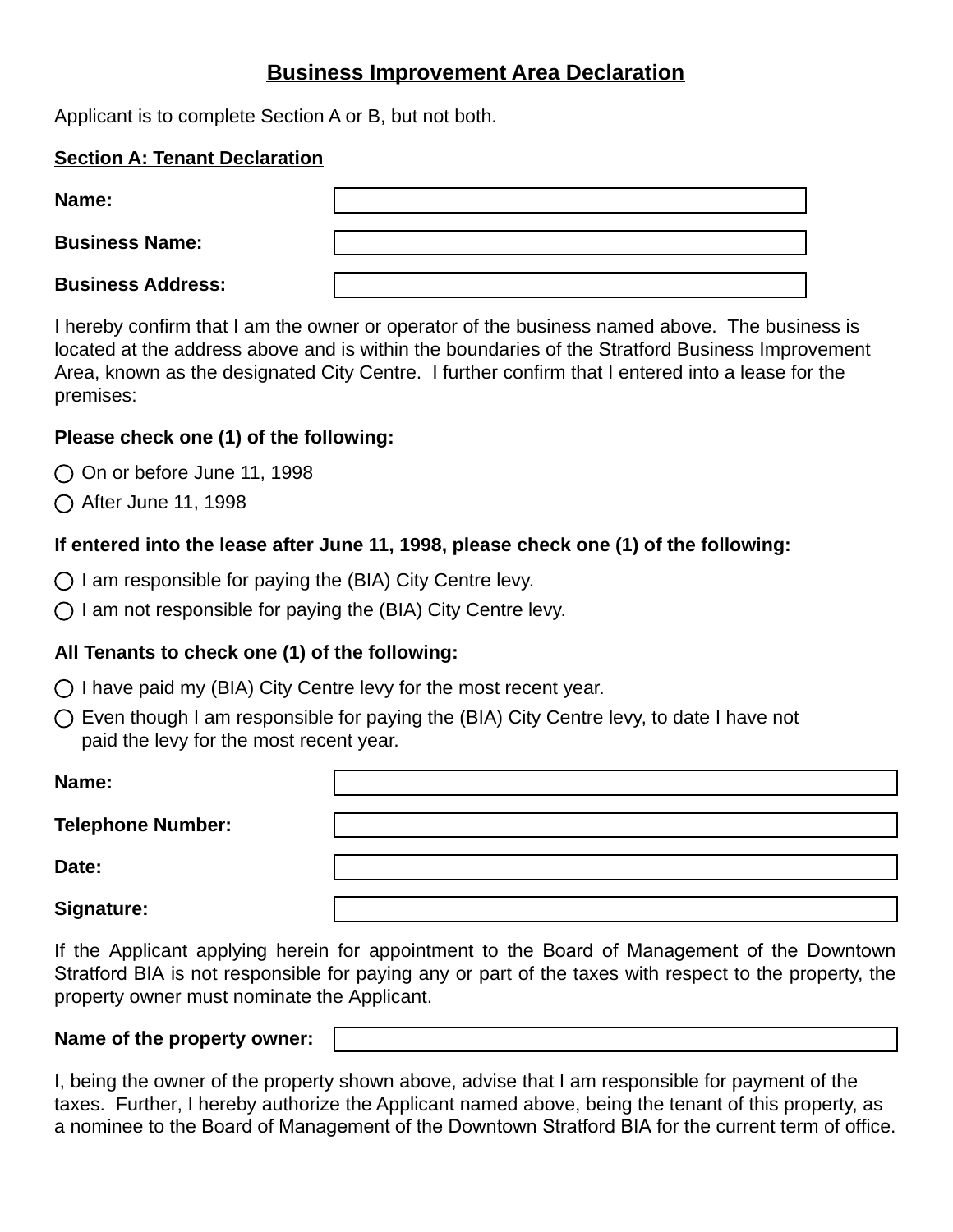# Business Improvement Area Declaration

Applicant is to complete Section A or B, but not both.

## Section A: Tenant Declaration

**Name:** ____________________

**Business Name:** ____________________

**Business Address:** ____________________

I hereby confirm that I am the owner or operator of the business named above. The business is located at the address above and is within the boundaries of the Stratford Business Improvement Area, known as the designated City Centre. I further confirm that I entered into a lease for the premises:

**Please check one (1) of the following:**

- ◯ On or before June 11, 1998
- ◯ After June 11, 1998

**If entered into the lease after June 11, 1998, please check one (1) of the following:**

- ◯ I am responsible for paying the (BIA) City Centre levy.
- ◯ I am not responsible for paying the (BIA) City Centre levy.

**All Tenants to check one (1) of the following:**

- ◯ I have paid my (BIA) City Centre levy for the most recent year.
- ◯ Even though I am responsible for paying the (BIA) City Centre levy, to date I have not paid the levy for the most recent year.

**Name:** ____________________

**Telephone Number:** ____________________

**Date:** ____________________

**Signature:** ____________________

If the Applicant applying herein for appointment to the Board of Management of the Downtown Stratford BIA is not responsible for paying any or part of the taxes with respect to the property, the property owner must nominate the Applicant.

**Name of the property owner:** ____________________

I, being the owner of the property shown above, advise that I am responsible for payment of the taxes. Further, I hereby authorize the Applicant named above, being the tenant of this property, as a nominee to the Board of Management of the Downtown Stratford BIA for the current term of office.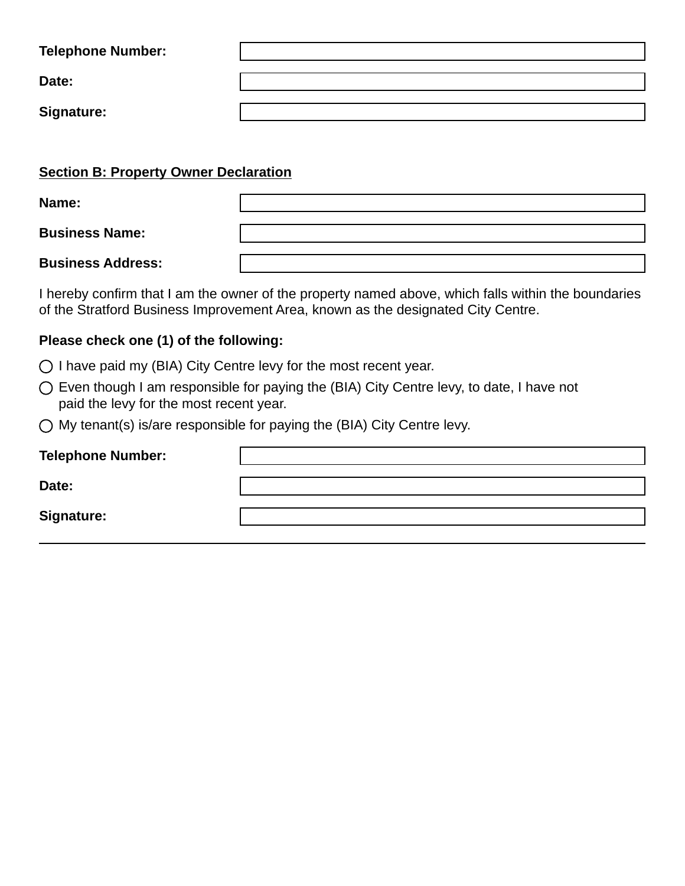**Telephone Number:**

**Date:**

**Signature:**

## Section B: Property Owner Declaration

**Name:**

**Business Name:**

**Business Address:**

I hereby confirm that I am the owner of the property named above, which falls within the boundaries of the Stratford Business Improvement Area, known as the designated City Centre.

**Please check one (1) of the following:**

- ○ I have paid my (BIA) City Centre levy for the most recent year.
- ○ Even though I am responsible for paying the (BIA) City Centre levy, to date, I have not paid the levy for the most recent year.
- ○ My tenant(s) is/are responsible for paying the (BIA) City Centre levy.

**Telephone Number:**

**Date:**

**Signature:**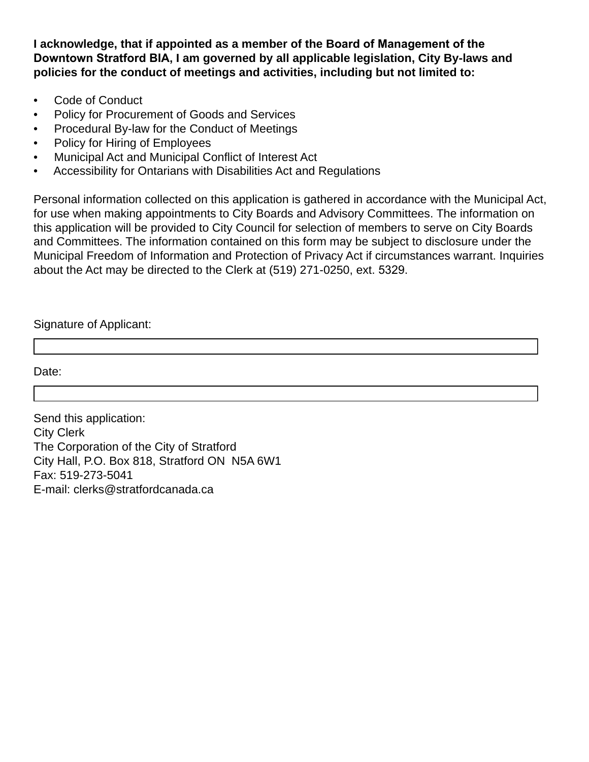**I acknowledge, that if appointed as a member of the Board of Management of the Downtown Stratford BIA, I am governed by all applicable legislation, City By-laws and policies for the conduct of meetings and activities, including but not limited to:**

- Code of Conduct
- Policy for Procurement of Goods and Services
- Procedural By-law for the Conduct of Meetings
- Policy for Hiring of Employees
- Municipal Act and Municipal Conflict of Interest Act
- Accessibility for Ontarians with Disabilities Act and Regulations

Personal information collected on this application is gathered in accordance with the Municipal Act, for use when making appointments to City Boards and Advisory Committees. The information on this application will be provided to City Council for selection of members to serve on City Boards and Committees. The information contained on this form may be subject to disclosure under the Municipal Freedom of Information and Protection of Privacy Act if circumstances warrant. Inquiries about the Act may be directed to the Clerk at (519) 271-0250, ext. 5329.

Signature of Applicant:

Date:

Send this application:
City Clerk
The Corporation of the City of Stratford
City Hall, P.O. Box 818, Stratford ON N5A 6W1
Fax: 519-273-5041
E-mail: clerks@stratfordcanada.ca